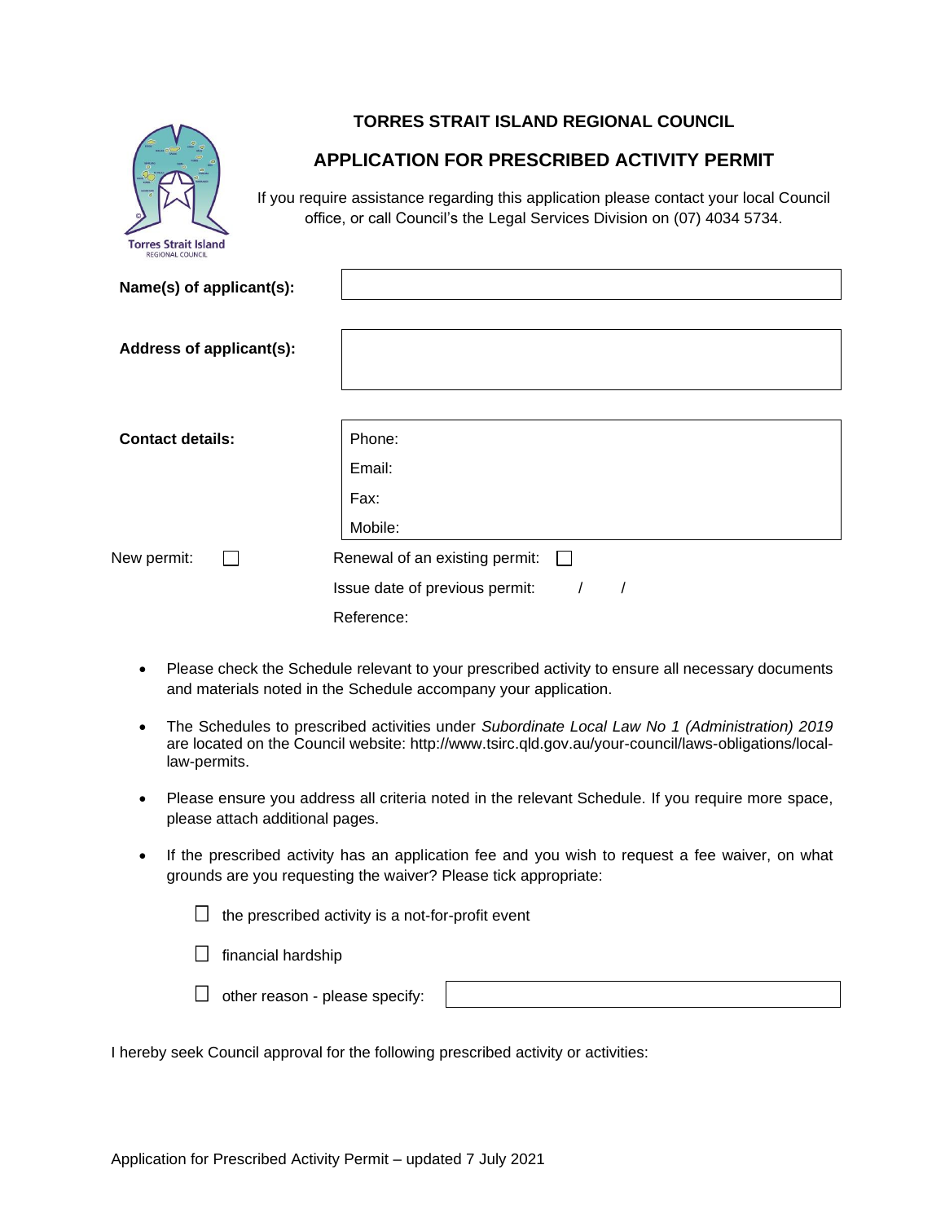# TORRES STRAIT ISLAND REGIONAL COUNCIL

## APPLICATION FOR PRESCRIBED ACTIVITY PERMIT

If you require assistance regarding this application please contact your local Council office, or call Council's the Legal Services Division on (07) 4034 5734.

| | |
|---|---|
| **Name(s) of applicant(s):** | |
| **Address of applicant(s):** | |
| **Contact details:** | Phone:<br>Email:<br>Fax:<br>Mobile: |

New permit: ☐ Renewal of an existing permit: ☐

Issue date of previous permit: / /

Reference:

- Please check the Schedule relevant to your prescribed activity to ensure all necessary documents and materials noted in the Schedule accompany your application.
- The Schedules to prescribed activities under *Subordinate Local Law No 1 (Administration) 2019* are located on the Council website: http://www.tsirc.qld.gov.au/your-council/laws-obligations/local-law-permits.
- Please ensure you address all criteria noted in the relevant Schedule. If you require more space, please attach additional pages.
- If the prescribed activity has an application fee and you wish to request a fee waiver, on what grounds are you requesting the waiver? Please tick appropriate:

  ☐ the prescribed activity is a not-for-profit event

  ☐ financial hardship

  ☐ other reason - please specify:

I hereby seek Council approval for the following prescribed activity or activities:

Application for Prescribed Activity Permit – updated 7 July 2021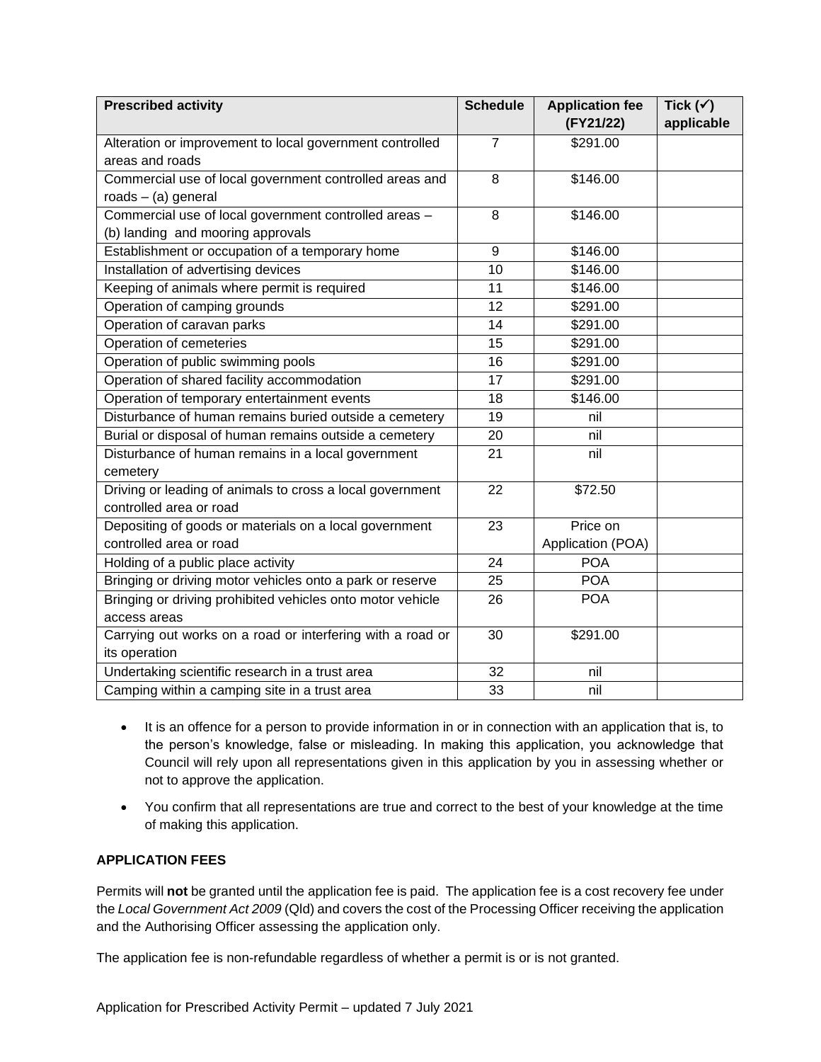| Prescribed activity | Schedule | Application fee (FY21/22) | Tick (✓) applicable |
|---|---|---|---|
| Alteration or improvement to local government controlled areas and roads | 7 | $291.00 | |
| Commercial use of local government controlled areas and roads – (a) general | 8 | $146.00 | |
| Commercial use of local government controlled areas – (b) landing and mooring approvals | 8 | $146.00 | |
| Establishment or occupation of a temporary home | 9 | $146.00 | |
| Installation of advertising devices | 10 | $146.00 | |
| Keeping of animals where permit is required | 11 | $146.00 | |
| Operation of camping grounds | 12 | $291.00 | |
| Operation of caravan parks | 14 | $291.00 | |
| Operation of cemeteries | 15 | $291.00 | |
| Operation of public swimming pools | 16 | $291.00 | |
| Operation of shared facility accommodation | 17 | $291.00 | |
| Operation of temporary entertainment events | 18 | $146.00 | |
| Disturbance of human remains buried outside a cemetery | 19 | nil | |
| Burial or disposal of human remains outside a cemetery | 20 | nil | |
| Disturbance of human remains in a local government cemetery | 21 | nil | |
| Driving or leading of animals to cross a local government controlled area or road | 22 | $72.50 | |
| Depositing of goods or materials on a local government controlled area or road | 23 | Price on Application (POA) | |
| Holding of a public place activity | 24 | POA | |
| Bringing or driving motor vehicles onto a park or reserve | 25 | POA | |
| Bringing or driving prohibited vehicles onto motor vehicle access areas | 26 | POA | |
| Carrying out works on a road or interfering with a road or its operation | 30 | $291.00 | |
| Undertaking scientific research in a trust area | 32 | nil | |
| Camping within a camping site in a trust area | 33 | nil | |

- It is an offence for a person to provide information in or in connection with an application that is, to the person's knowledge, false or misleading. In making this application, you acknowledge that Council will rely upon all representations given in this application by you in assessing whether or not to approve the application.
- You confirm that all representations are true and correct to the best of your knowledge at the time of making this application.

**APPLICATION FEES**

Permits will **not** be granted until the application fee is paid. The application fee is a cost recovery fee under the *Local Government Act 2009* (Qld) and covers the cost of the Processing Officer receiving the application and the Authorising Officer assessing the application only.

The application fee is non-refundable regardless of whether a permit is or is not granted.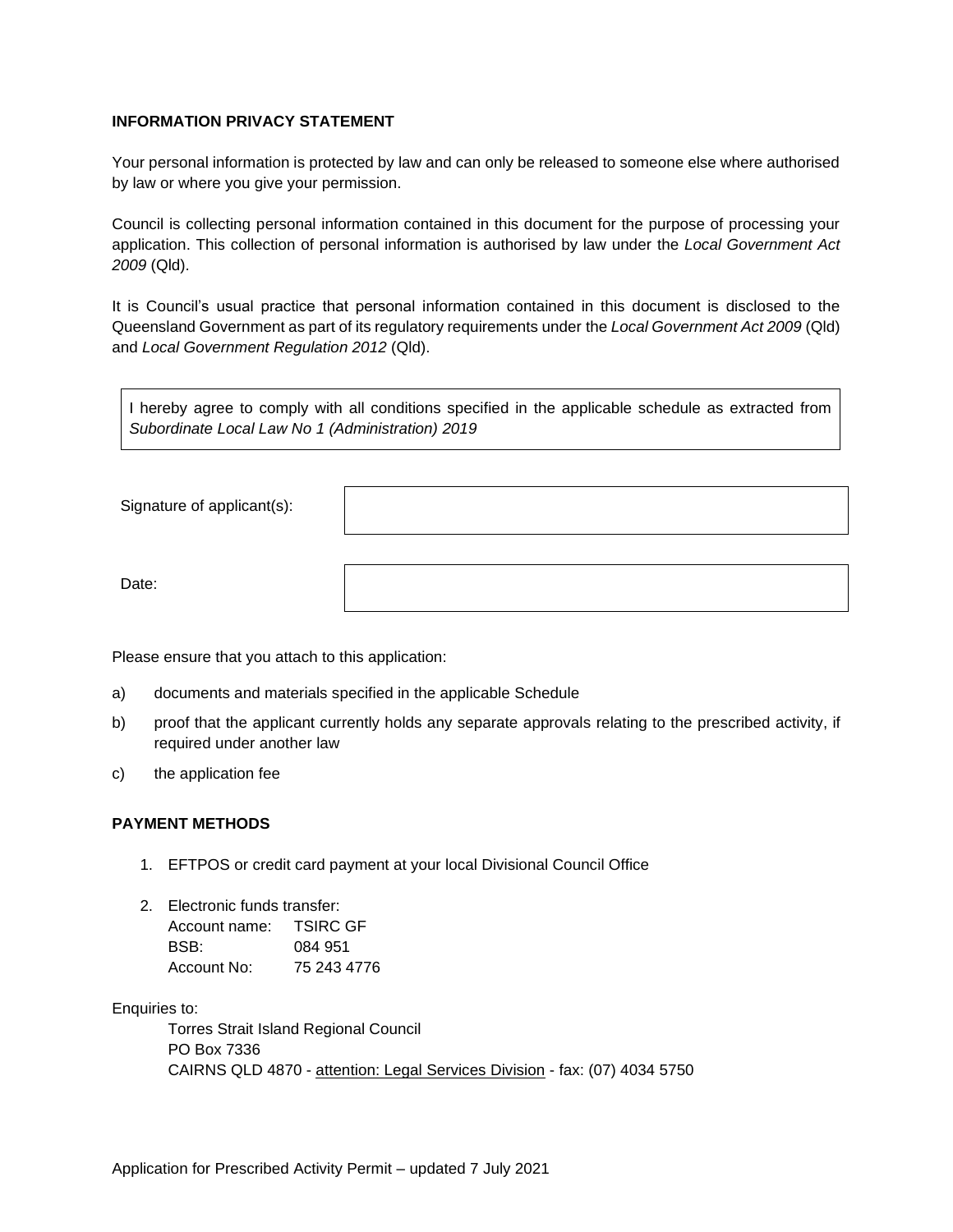**INFORMATION PRIVACY STATEMENT**

Your personal information is protected by law and can only be released to someone else where authorised by law or where you give your permission.

Council is collecting personal information contained in this document for the purpose of processing your application. This collection of personal information is authorised by law under the *Local Government Act 2009* (Qld).

It is Council's usual practice that personal information contained in this document is disclosed to the Queensland Government as part of its regulatory requirements under the *Local Government Act 2009* (Qld) and *Local Government Regulation 2012* (Qld).

I hereby agree to comply with all conditions specified in the applicable schedule as extracted from *Subordinate Local Law No 1 (Administration) 2019*

| | |
|---|---|
| Signature of applicant(s): | |
| Date: | |

Please ensure that you attach to this application:

a) documents and materials specified in the applicable Schedule

b) proof that the applicant currently holds any separate approvals relating to the prescribed activity, if required under another law

c) the application fee

**PAYMENT METHODS**

1. EFTPOS or credit card payment at your local Divisional Council Office

2. Electronic funds transfer:
   Account name: TSIRC GF
   BSB: 084 951
   Account No: 75 243 4776

Enquiries to:

Torres Strait Island Regional Council
PO Box 7336
CAIRNS QLD 4870 - attention: Legal Services Division - fax: (07) 4034 5750

Application for Prescribed Activity Permit – updated 7 July 2021